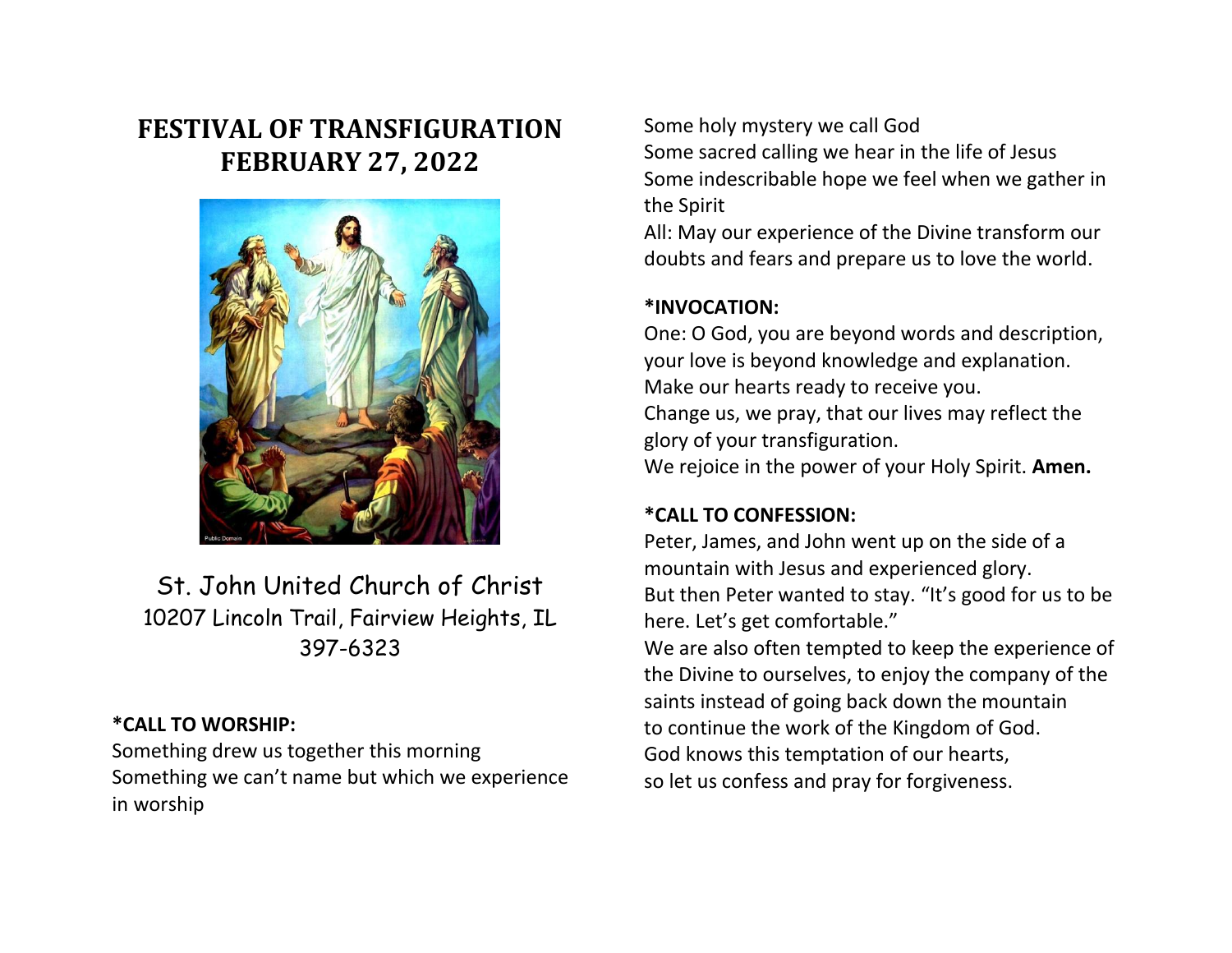# FESTIVAL OF TRANSFIGURATION
# FEBRUARY 27, 2022

St. John United Church of Christ
10207 Lincoln Trail, Fairview Heights, IL
397-6323

**\*CALL TO WORSHIP:**

Something drew us together this morning
Something we can't name but which we experience in worship
Some holy mystery we call God
Some sacred calling we hear in the life of Jesus
Some indescribable hope we feel when we gather in the Spirit
All: May our experience of the Divine transform our doubts and fears and prepare us to love the world.

**\*INVOCATION:**

One: O God, you are beyond words and description, your love is beyond knowledge and explanation.
Make our hearts ready to receive you.
Change us, we pray, that our lives may reflect the glory of your transfiguration.
We rejoice in the power of your Holy Spirit. **Amen.**

**\*CALL TO CONFESSION:**

Peter, James, and John went up on the side of a mountain with Jesus and experienced glory.
But then Peter wanted to stay. "It's good for us to be here. Let's get comfortable."
We are also often tempted to keep the experience of the Divine to ourselves, to enjoy the company of the saints instead of going back down the mountain to continue the work of the Kingdom of God.
God knows this temptation of our hearts,
so let us confess and pray for forgiveness.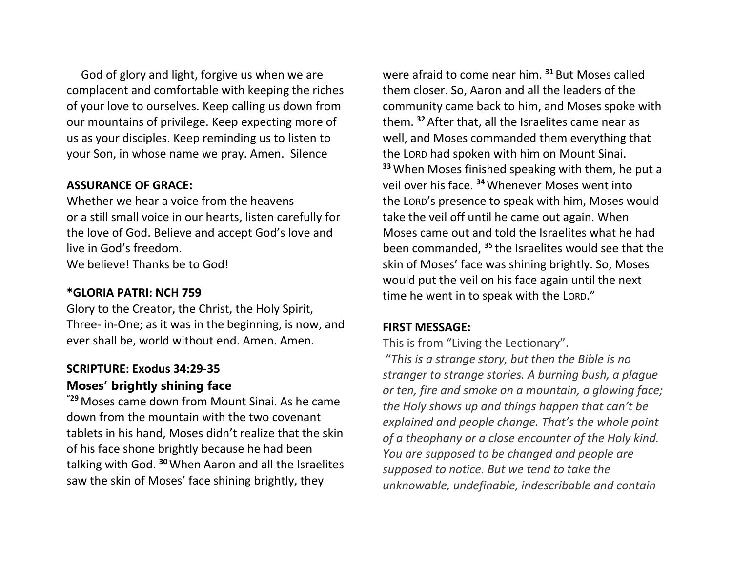God of glory and light, forgive us when we are complacent and comfortable with keeping the riches of your love to ourselves. Keep calling us down from our mountains of privilege. Keep expecting more of us as your disciples. Keep reminding us to listen to your Son, in whose name we pray. Amen. Silence

**ASSURANCE OF GRACE:**

Whether we hear a voice from the heavens or a still small voice in our hearts, listen carefully for the love of God. Believe and accept God's love and live in God's freedom.
We believe! Thanks be to God!

**\*GLORIA PATRI: NCH 759**

Glory to the Creator, the Christ, the Holy Spirit, Three- in-One; as it was in the beginning, is now, and ever shall be, world without end. Amen. Amen.

**SCRIPTURE: Exodus 34:29-35**

**Moses' brightly shining face**

"[29] Moses came down from Mount Sinai. As he came down from the mountain with the two covenant tablets in his hand, Moses didn't realize that the skin of his face shone brightly because he had been talking with God. [30] When Aaron and all the Israelites saw the skin of Moses' face shining brightly, they were afraid to come near him. [31] But Moses called them closer. So, Aaron and all the leaders of the community came back to him, and Moses spoke with them. [32] After that, all the Israelites came near as well, and Moses commanded them everything that the LORD had spoken with him on Mount Sinai. [33] When Moses finished speaking with them, he put a veil over his face. [34] Whenever Moses went into the LORD's presence to speak with him, Moses would take the veil off until he came out again. When Moses came out and told the Israelites what he had been commanded, [35] the Israelites would see that the skin of Moses' face was shining brightly. So, Moses would put the veil on his face again until the next time he went in to speak with the LORD."

**FIRST MESSAGE:**

This is from "Living the Lectionary".

"*This is a strange story, but then the Bible is no stranger to strange stories. A burning bush, a plague or ten, fire and smoke on a mountain, a glowing face; the Holy shows up and things happen that can't be explained and people change. That's the whole point of a theophany or a close encounter of the Holy kind. You are supposed to be changed and people are supposed to notice. But we tend to take the unknowable, undefinable, indescribable and contain*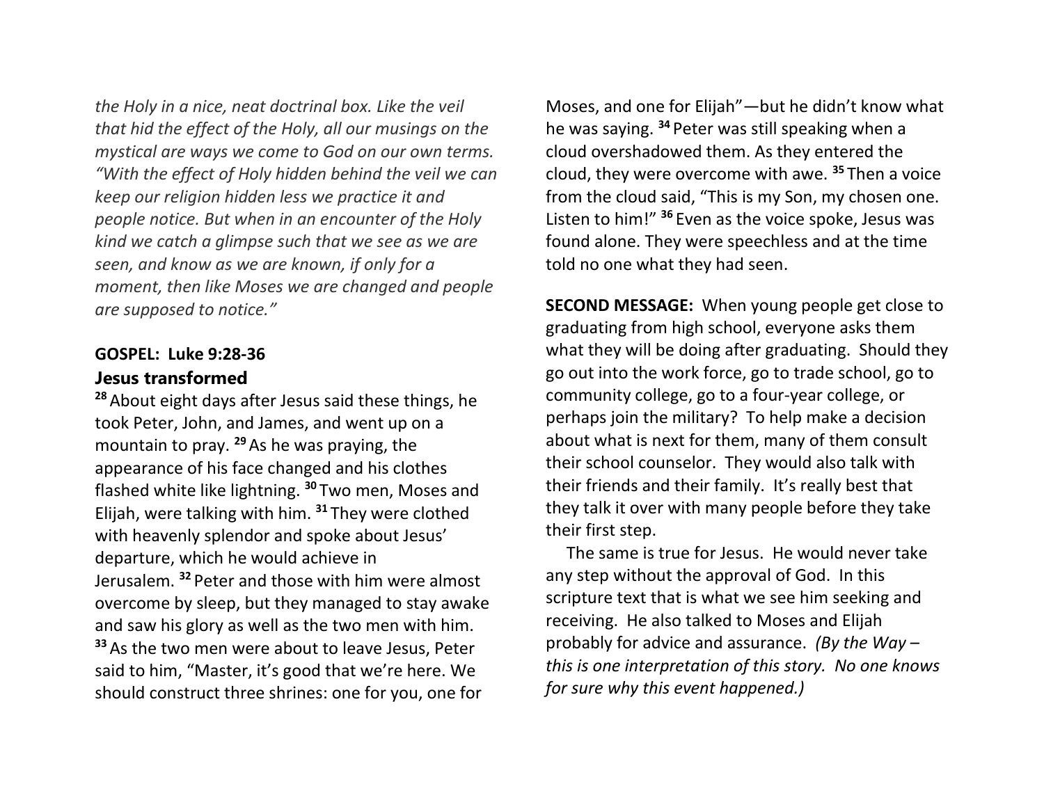*the Holy in a nice, neat doctrinal box. Like the veil that hid the effect of the Holy, all our musings on the mystical are ways we come to God on our own terms. "With the effect of Holy hidden behind the veil we can keep our religion hidden less we practice it and people notice. But when in an encounter of the Holy kind we catch a glimpse such that we see as we are seen, and know as we are known, if only for a moment, then like Moses we are changed and people are supposed to notice."*

**GOSPEL: Luke 9:28-36**

**Jesus transformed**

28 About eight days after Jesus said these things, he took Peter, John, and James, and went up on a mountain to pray. 29 As he was praying, the appearance of his face changed and his clothes flashed white like lightning. 30 Two men, Moses and Elijah, were talking with him. 31 They were clothed with heavenly splendor and spoke about Jesus' departure, which he would achieve in Jerusalem. 32 Peter and those with him were almost overcome by sleep, but they managed to stay awake and saw his glory as well as the two men with him. 33 As the two men were about to leave Jesus, Peter said to him, "Master, it's good that we're here. We should construct three shrines: one for you, one for Moses, and one for Elijah"—but he didn't know what he was saying. 34 Peter was still speaking when a cloud overshadowed them. As they entered the cloud, they were overcome with awe. 35 Then a voice from the cloud said, "This is my Son, my chosen one. Listen to him!" 36 Even as the voice spoke, Jesus was found alone. They were speechless and at the time told no one what they had seen.

**SECOND MESSAGE:** When young people get close to graduating from high school, everyone asks them what they will be doing after graduating. Should they go out into the work force, go to trade school, go to community college, go to a four-year college, or perhaps join the military? To help make a decision about what is next for them, many of them consult their school counselor. They would also talk with their friends and their family. It's really best that they talk it over with many people before they take their first step.

The same is true for Jesus. He would never take any step without the approval of God. In this scripture text that is what we see him seeking and receiving. He also talked to Moses and Elijah probably for advice and assurance. *(By the Way – this is one interpretation of this story. No one knows for sure why this event happened.)*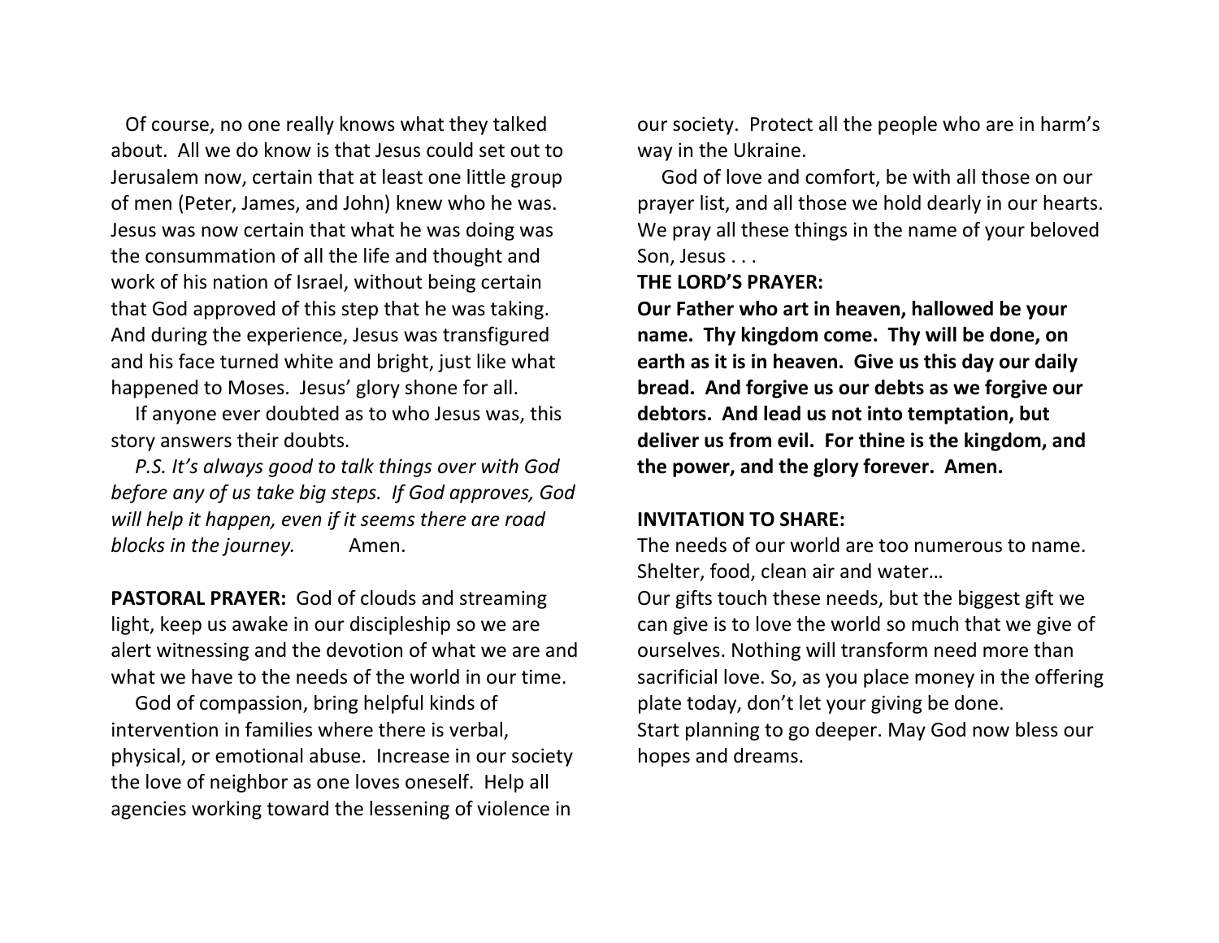Of course, no one really knows what they talked about. All we do know is that Jesus could set out to Jerusalem now, certain that at least one little group of men (Peter, James, and John) knew who he was. Jesus was now certain that what he was doing was the consummation of all the life and thought and work of his nation of Israel, without being certain that God approved of this step that he was taking. And during the experience, Jesus was transfigured and his face turned white and bright, just like what happened to Moses. Jesus' glory shone for all.

If anyone ever doubted as to who Jesus was, this story answers their doubts.

*P.S. It's always good to talk things over with God before any of us take big steps. If God approves, God will help it happen, even if it seems there are road blocks in the journey.* Amen.

**PASTORAL PRAYER:** God of clouds and streaming light, keep us awake in our discipleship so we are alert witnessing and the devotion of what we are and what we have to the needs of the world in our time.

God of compassion, bring helpful kinds of intervention in families where there is verbal, physical, or emotional abuse. Increase in our society the love of neighbor as one loves oneself. Help all agencies working toward the lessening of violence in our society. Protect all the people who are in harm's way in the Ukraine.

God of love and comfort, be with all those on our prayer list, and all those we hold dearly in our hearts. We pray all these things in the name of your beloved Son, Jesus . . .

**THE LORD'S PRAYER:**

**Our Father who art in heaven, hallowed be your name. Thy kingdom come. Thy will be done, on earth as it is in heaven. Give us this day our daily bread. And forgive us our debts as we forgive our debtors. And lead us not into temptation, but deliver us from evil. For thine is the kingdom, and the power, and the glory forever. Amen.**

**INVITATION TO SHARE:**

The needs of our world are too numerous to name. Shelter, food, clean air and water…

Our gifts touch these needs, but the biggest gift we can give is to love the world so much that we give of ourselves. Nothing will transform need more than sacrificial love. So, as you place money in the offering plate today, don't let your giving be done.

Start planning to go deeper. May God now bless our hopes and dreams.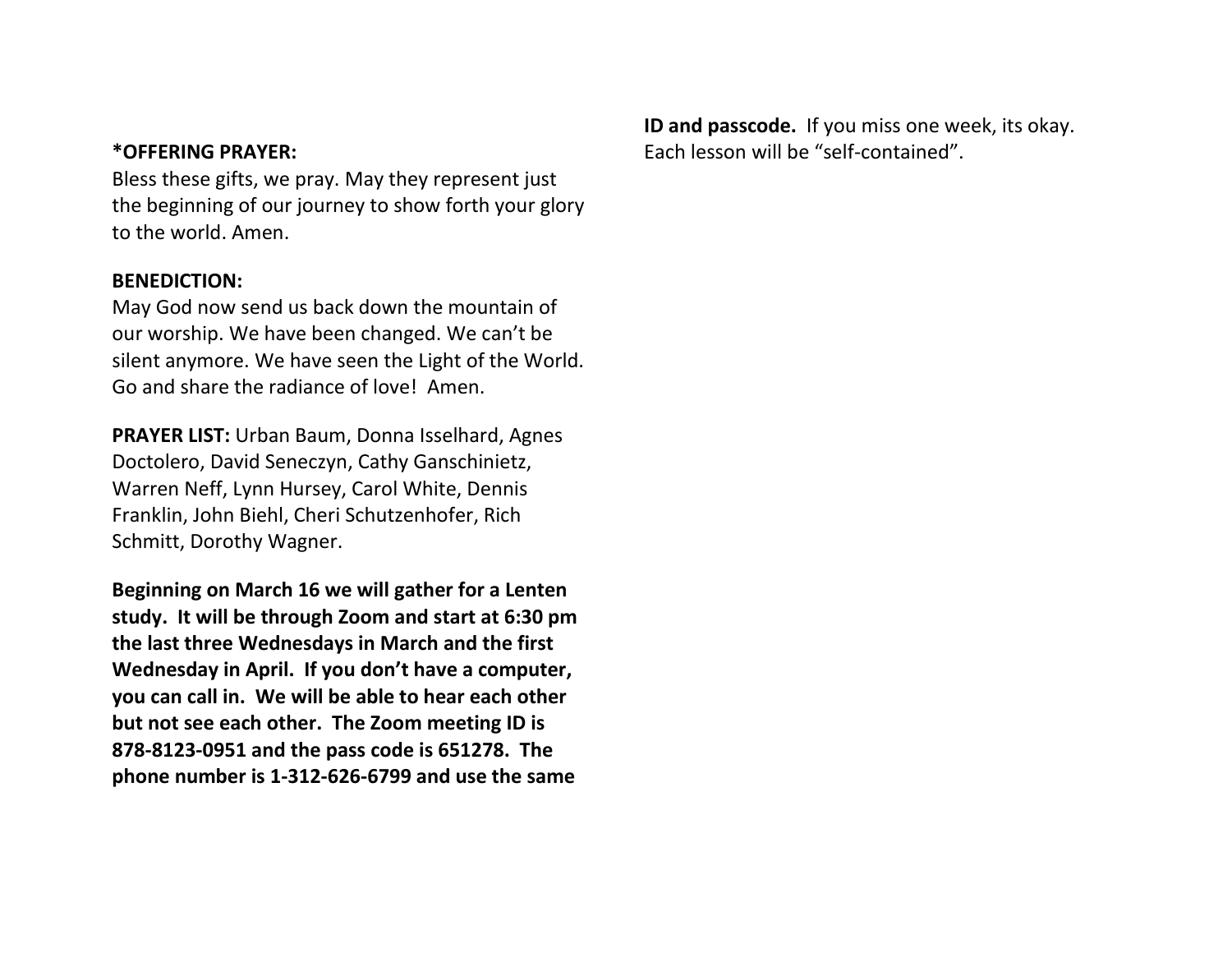**\*OFFERING PRAYER:**
Bless these gifts, we pray. May they represent just the beginning of our journey to show forth your glory to the world. Amen.

**BENEDICTION:**
May God now send us back down the mountain of our worship. We have been changed. We can't be silent anymore. We have seen the Light of the World. Go and share the radiance of love!  Amen.

**PRAYER LIST:** Urban Baum, Donna Isselhard, Agnes Doctolero, David Seneczyn, Cathy Ganschinietz, Warren Neff, Lynn Hursey, Carol White, Dennis Franklin, John Biehl, Cheri Schutzenhofer, Rich Schmitt, Dorothy Wagner.

**Beginning on March 16 we will gather for a Lenten study.  It will be through Zoom and start at 6:30 pm the last three Wednesdays in March and the first Wednesday in April.  If you don't have a computer, you can call in.  We will be able to hear each other but not see each other.  The Zoom meeting ID is 878-8123-0951 and the pass code is 651278.  The phone number is 1-312-626-6799 and use the same ID and passcode.** If you miss one week, its okay. Each lesson will be "self-contained".